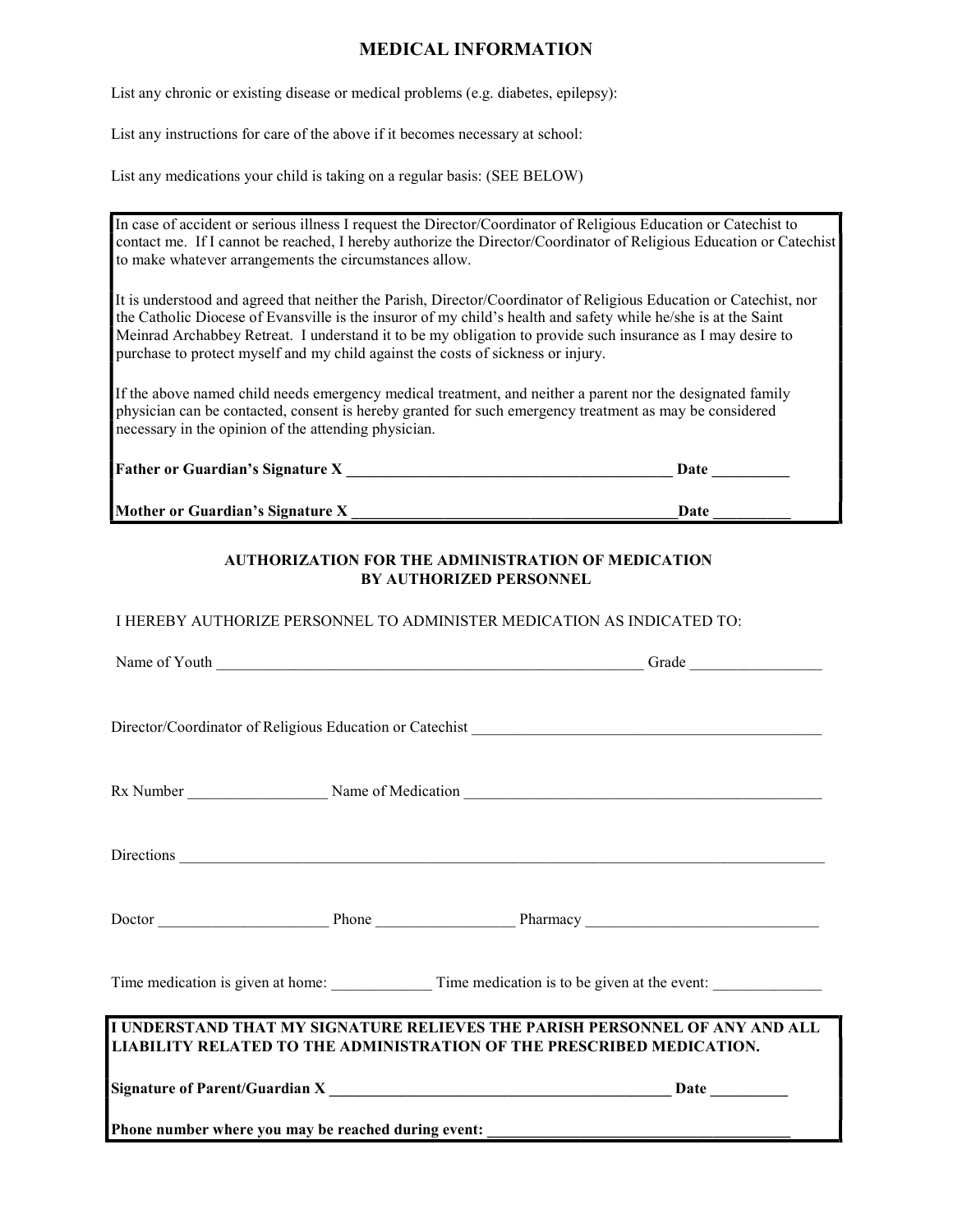# MEDICAL INFORMATION

List any chronic or existing disease or medical problems (e.g. diabetes, epilepsy):

List any instructions for care of the above if it becomes necessary at school:

List any medications your child is taking on a regular basis: (SEE BELOW)

In case of accident or serious illness I request the Director/Coordinator of Religious Education or Catechist to contact me. If I cannot be reached, I hereby authorize the Director/Coordinator of Religious Education or Catechist to make whatever arrangements the circumstances allow.

It is understood and agreed that neither the Parish, Director/Coordinator of Religious Education or Catechist, nor the Catholic Diocese of Evansville is the insuror of my child's health and safety while he/she is at the Saint Meinrad Archabbey Retreat. I understand it to be my obligation to provide such insurance as I may desire to purchase to protect myself and my child against the costs of sickness or injury.

If the above named child needs emergency medical treatment, and neither a parent nor the designated family physician can be contacted, consent is hereby granted for such emergency treatment as may be considered necessary in the opinion of the attending physician.

**Father or Guardian's Signature X ___________________________________________ Date __________**

**Mother or Guardian's Signature X ___________________________________________ Date __________**

### AUTHORIZATION FOR THE ADMINISTRATION OF MEDICATION BY AUTHORIZED PERSONNEL

I HEREBY AUTHORIZE PERSONNEL TO ADMINISTER MEDICATION AS INDICATED TO:

Name of Youth ___________________________________________________________ Grade _________________

Director/Coordinator of Religious Education or Catechist _______________________________________________

Rx Number __________________ Name of Medication ________________________________________________

Directions ___________________________________________________________________________________

Doctor ______________________ Phone __________________ Pharmacy ______________________________

Time medication is given at home: _____________ Time medication is to be given at the event: ______________

**I UNDERSTAND THAT MY SIGNATURE RELIEVES THE PARISH PERSONNEL OF ANY AND ALL LIABILITY RELATED TO THE ADMINISTRATION OF THE PRESCRIBED MEDICATION.**

**Signature of Parent/Guardian X _____________________________________________ Date __________**

**Phone number where you may be reached during event: ________________________________________**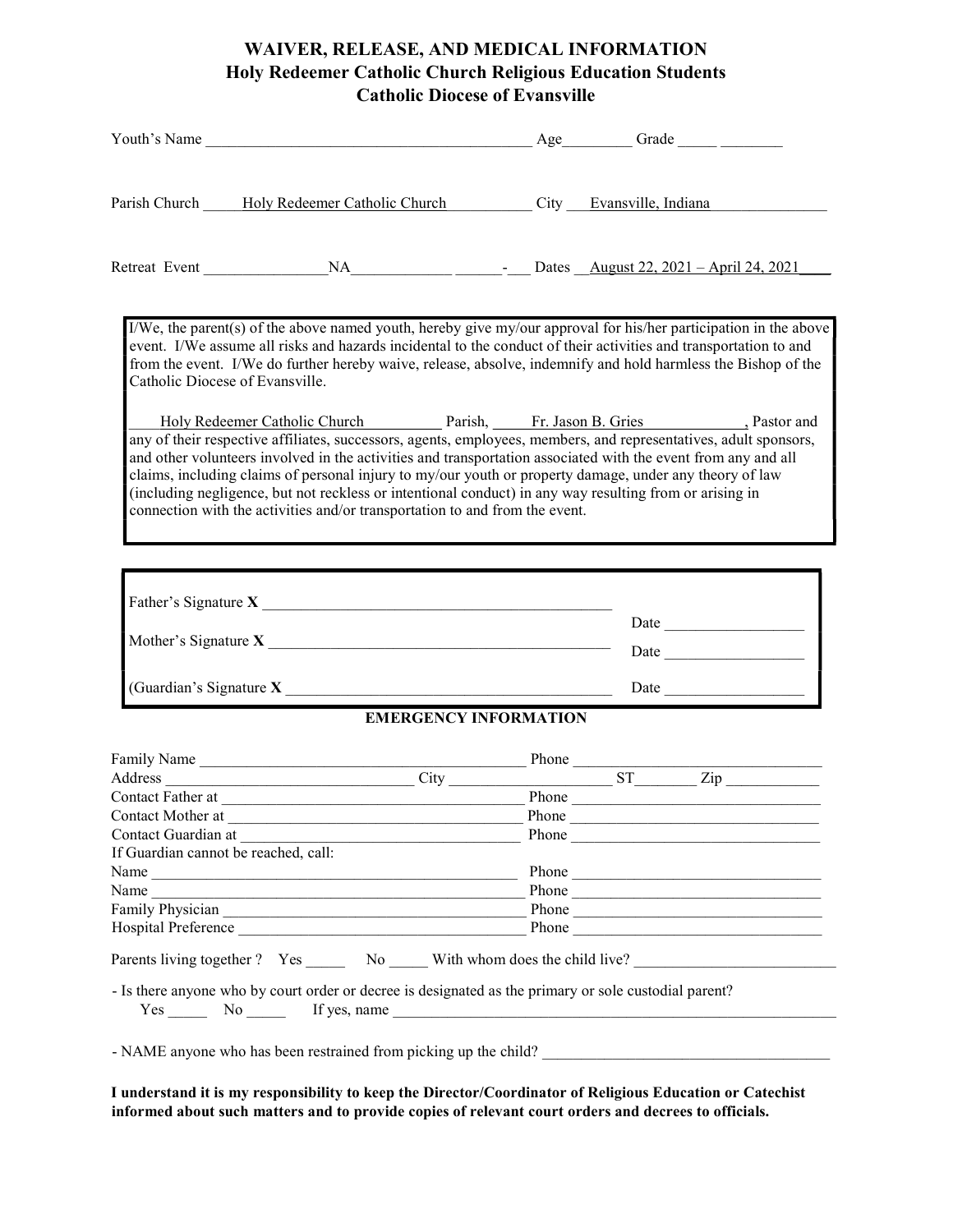# WAIVER, RELEASE, AND MEDICAL INFORMATION
## Holy Redeemer Catholic Church Religious Education Students
## Catholic Diocese of Evansville

Youth's Name ________________________________________ Age_________ Grade _____ ________

Parish Church Holy Redeemer Catholic Church City Evansville, Indiana

Retreat Event NA - Dates August 22, 2021 – April 24, 2021

I/We, the parent(s) of the above named youth, hereby give my/our approval for his/her participation in the above event. I/We assume all risks and hazards incidental to the conduct of their activities and transportation to and from the event. I/We do further hereby waive, release, absolve, indemnify and hold harmless the Bishop of the Catholic Diocese of Evansville.

Holy Redeemer Catholic Church Parish, Fr. Jason B. Gries, Pastor and any of their respective affiliates, successors, agents, employees, members, and representatives, adult sponsors, and other volunteers involved in the activities and transportation associated with the event from any and all claims, including claims of personal injury to my/our youth or property damage, under any theory of law (including negligence, but not reckless or intentional conduct) in any way resulting from or arising in connection with the activities and/or transportation to and from the event.

Father's Signature **X** ____________________________________________ Date __________________

Mother's Signature **X** ____________________________________________ Date __________________

(Guardian's Signature **X** __________________________________________ Date __________________

**EMERGENCY INFORMATION**

Family Name ________________________________________ Phone ________________________________

Address ______________________________ City ____________________ ST________ Zip ____________

Contact Father at ____________________________________ Phone ________________________________

Contact Mother at ____________________________________ Phone ________________________________

Contact Guardian at __________________________________ Phone ________________________________

If Guardian cannot be reached, call:

Name _______________________________________________ Phone ________________________________

Name _______________________________________________ Phone ________________________________

Family Physician _____________________________________ Phone ________________________________

Hospital Preference ___________________________________ Phone ________________________________

Parents living together ? Yes _____ No _____ With whom does the child live? __________________________

- Is there anyone who by court order or decree is designated as the primary or sole custodial parent?
  Yes _____ No _____ If yes, name ____________________________________________________________

- NAME anyone who has been restrained from picking up the child? ______________________________________

**I understand it is my responsibility to keep the Director/Coordinator of Religious Education or Catechist informed about such matters and to provide copies of relevant court orders and decrees to officials.**